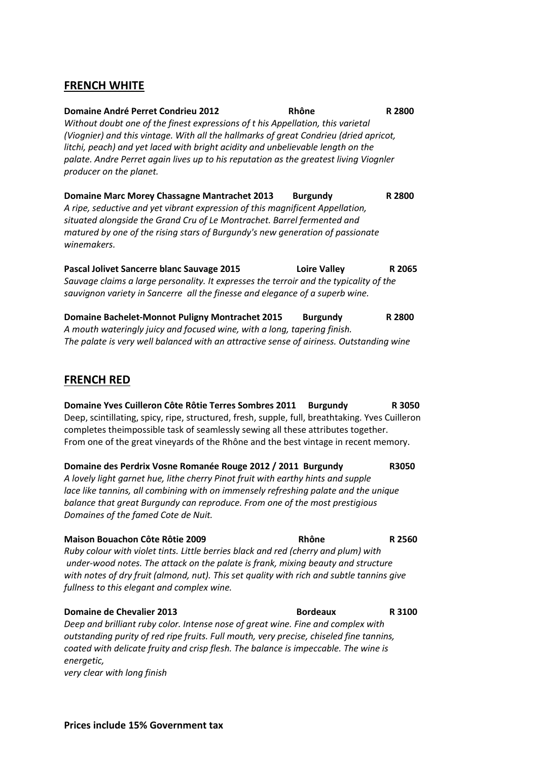## FRENCH WHITE

**Domaine André Perret Condrieu 2012 — Rhône — R 2800**
*Without doubt one of the finest expressions of t his Appellation, this varietal (Viognier) and this vintage. With all the hallmarks of great Condrieu (dried apricot, litchi, peach) and yet laced with bright acidity and unbelievable length on the palate. Andre Perret again lives up to his reputation as the greatest living Viognler producer on the planet.*

**Domaine Marc Morey Chassagne Mantrachet 2013 — Burgundy — R 2800**
*A ripe, seductive and yet vibrant expression of this magnificent Appellation, situated alongside the Grand Cru of Le Montrachet. Barrel fermented and matured by one of the rising stars of Burgundy's new generation of passionate winemakers.*

**Pascal Jolivet Sancerre blanc Sauvage 2015 — Loire Valley — R 2065**
*Sauvage claims a large personality. It expresses the terroir and the typicality of the sauvignon variety in Sancerre all the finesse and elegance of a superb wine.*

**Domaine Bachelet-Monnot Puligny Montrachet 2015 — Burgundy — R 2800**
*A mouth wateringly juicy and focused wine, with a long, tapering finish. The palate is very well balanced with an attractive sense of airiness. Outstanding wine*

## FRENCH RED

**Domaine Yves Cuilleron Côte Rôtie Terres Sombres 2011 — Burgundy — R 3050**
Deep, scintillating, spicy, ripe, structured, fresh, supple, full, breathtaking. Yves Cuilleron completes theimpossible task of seamlessly sewing all these attributes together. From one of the great vineyards of the Rhône and the best vintage in recent memory.

**Domaine des Perdrix Vosne Romanée Rouge 2012 / 2011 — Burgundy — R3050**
*A lovely light garnet hue, lithe cherry Pinot fruit with earthy hints and supple lace like tannins, all combining with on immensely refreshing palate and the unique balance that great Burgundy can reproduce. From one of the most prestigious Domaines of the famed Cote de Nuit.*

**Maison Bouachon Côte Rôtie 2009 — Rhône — R 2560**
*Ruby colour with violet tints. Little berries black and red (cherry and plum) with under-wood notes. The attack on the palate is frank, mixing beauty and structure with notes of dry fruit (almond, nut). This set quality with rich and subtle tannins give fullness to this elegant and complex wine.*

**Domaine de Chevalier 2013 — Bordeaux — R 3100**
*Deep and brilliant ruby color. Intense nose of great wine. Fine and complex with outstanding purity of red ripe fruits. Full mouth, very precise, chiseled fine tannins, coated with delicate fruity and crisp flesh. The balance is impeccable. The wine is energetic, very clear with long finish*

**Prices include 15% Government tax**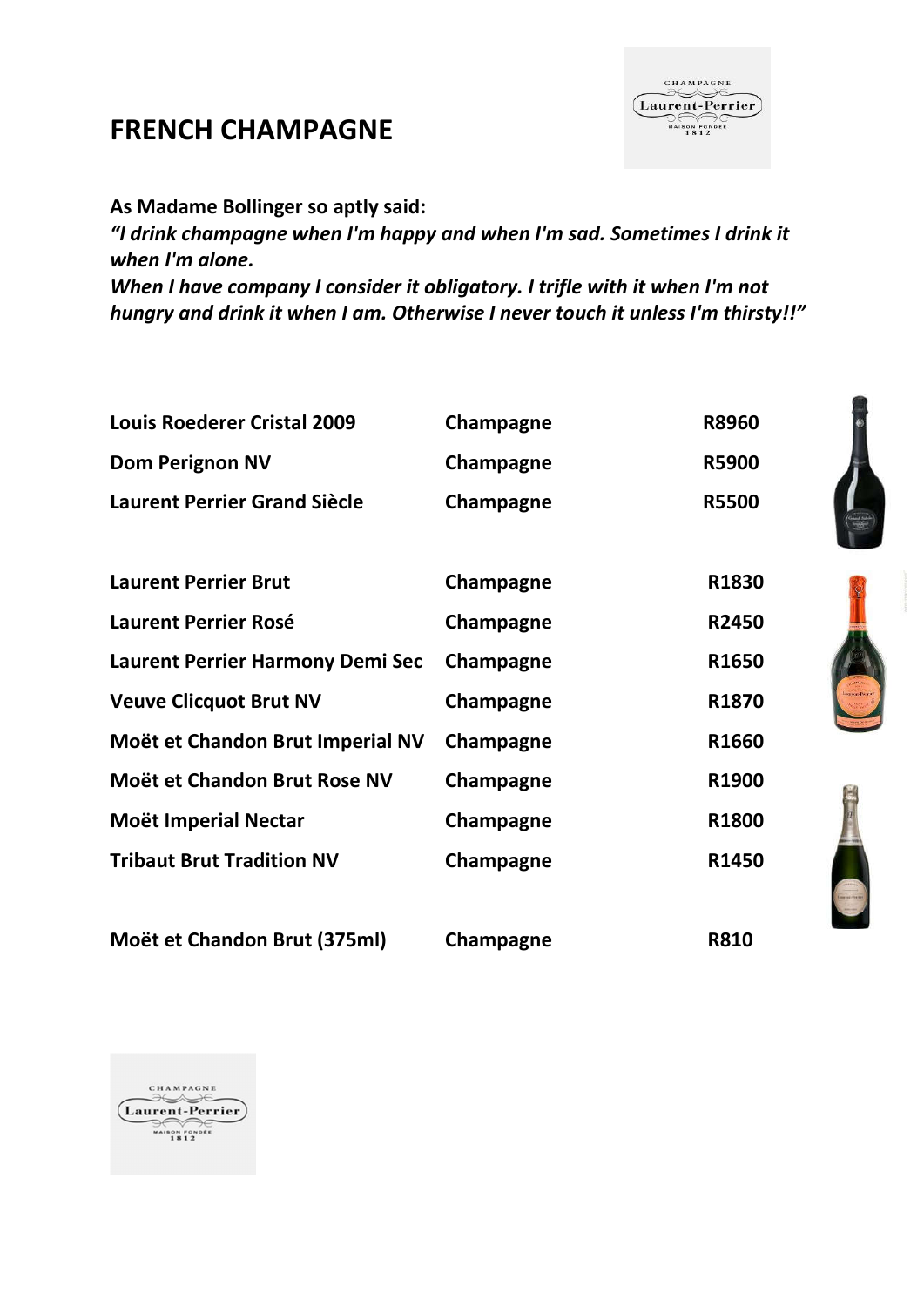# FRENCH CHAMPAGNE

**As Madame Bollinger so aptly said:**

***"I drink champagne when I'm happy and when I'm sad. Sometimes I drink it when I'm alone.***
***When I have company I consider it obligatory. I trifle with it when I'm not hungry and drink it when I am. Otherwise I never touch it unless I'm thirsty!!"***

| | | |
|---|---|---|
| **Louis Roederer Cristal 2009** | **Champagne** | **R8960** |
| **Dom Perignon NV** | **Champagne** | **R5900** |
| **Laurent Perrier Grand Siècle** | **Champagne** | **R5500** |
| | | |
| **Laurent Perrier Brut** | **Champagne** | **R1830** |
| **Laurent Perrier Rosé** | **Champagne** | **R2450** |
| **Laurent Perrier Harmony Demi Sec** | **Champagne** | **R1650** |
| **Veuve Clicquot Brut NV** | **Champagne** | **R1870** |
| **Moët et Chandon Brut Imperial NV** | **Champagne** | **R1660** |
| **Moët et Chandon Brut Rose NV** | **Champagne** | **R1900** |
| **Moët Imperial Nectar** | **Champagne** | **R1800** |
| **Tribaut Brut Tradition NV** | **Champagne** | **R1450** |
| | | |
| **Moët et Chandon Brut (375ml)** | **Champagne** | **R810** |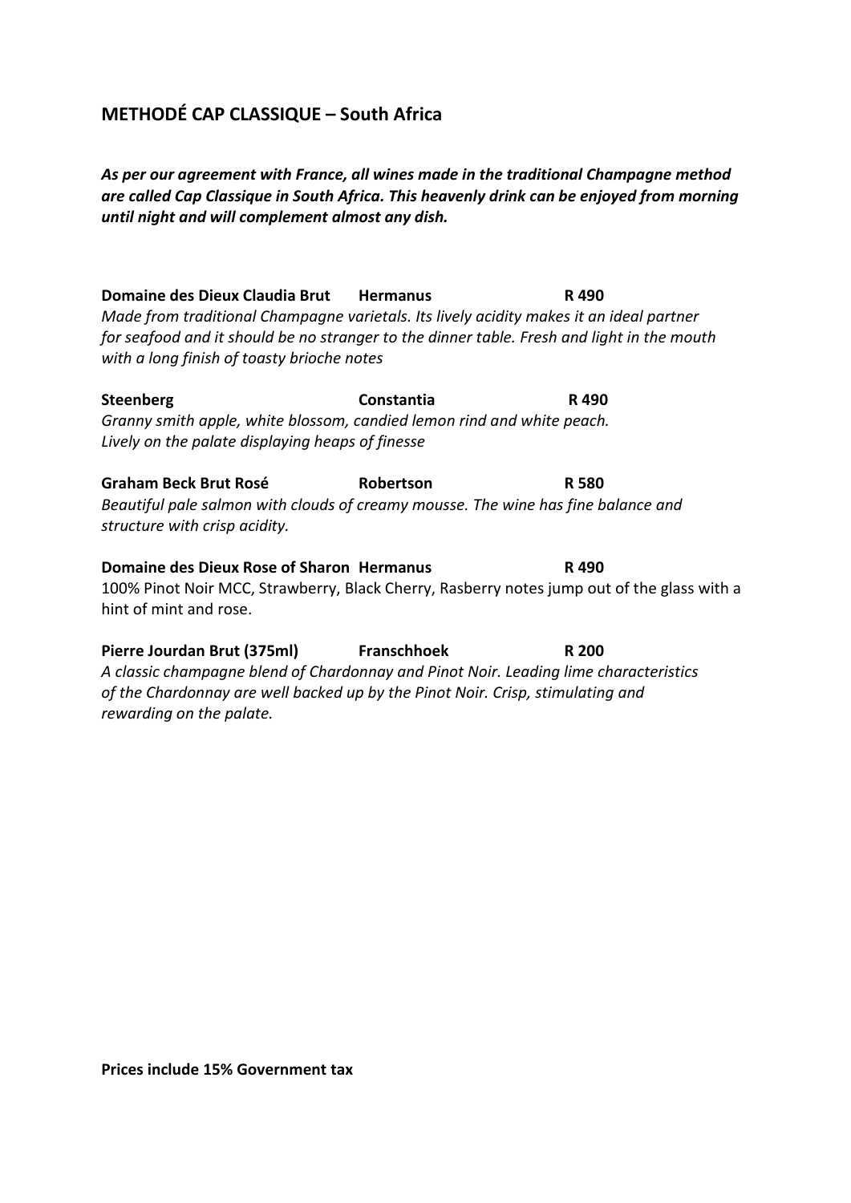## METHODÉ CAP CLASSIQUE – South Africa

***As per our agreement with France, all wines made in the traditional Champagne method are called Cap Classique in South Africa. This heavenly drink can be enjoyed from morning until night and will complement almost any dish.***

**Domaine des Dieux Claudia Brut** **Hermanus** **R 490**
*Made from traditional Champagne varietals. Its lively acidity makes it an ideal partner for seafood and it should be no stranger to the dinner table. Fresh and light in the mouth with a long finish of toasty brioche notes*

**Steenberg** **Constantia** **R 490**
*Granny smith apple, white blossom, candied lemon rind and white peach. Lively on the palate displaying heaps of finesse*

**Graham Beck Brut Rosé** **Robertson** **R 580**
*Beautiful pale salmon with clouds of creamy mousse. The wine has fine balance and structure with crisp acidity.*

**Domaine des Dieux Rose of Sharon** **Hermanus** **R 490**
100% Pinot Noir MCC, Strawberry, Black Cherry, Rasberry notes jump out of the glass with a hint of mint and rose.

**Pierre Jourdan Brut (375ml)** **Franschhoek** **R 200**
*A classic champagne blend of Chardonnay and Pinot Noir. Leading lime characteristics of the Chardonnay are well backed up by the Pinot Noir. Crisp, stimulating and rewarding on the palate.*

**Prices include 15% Government tax**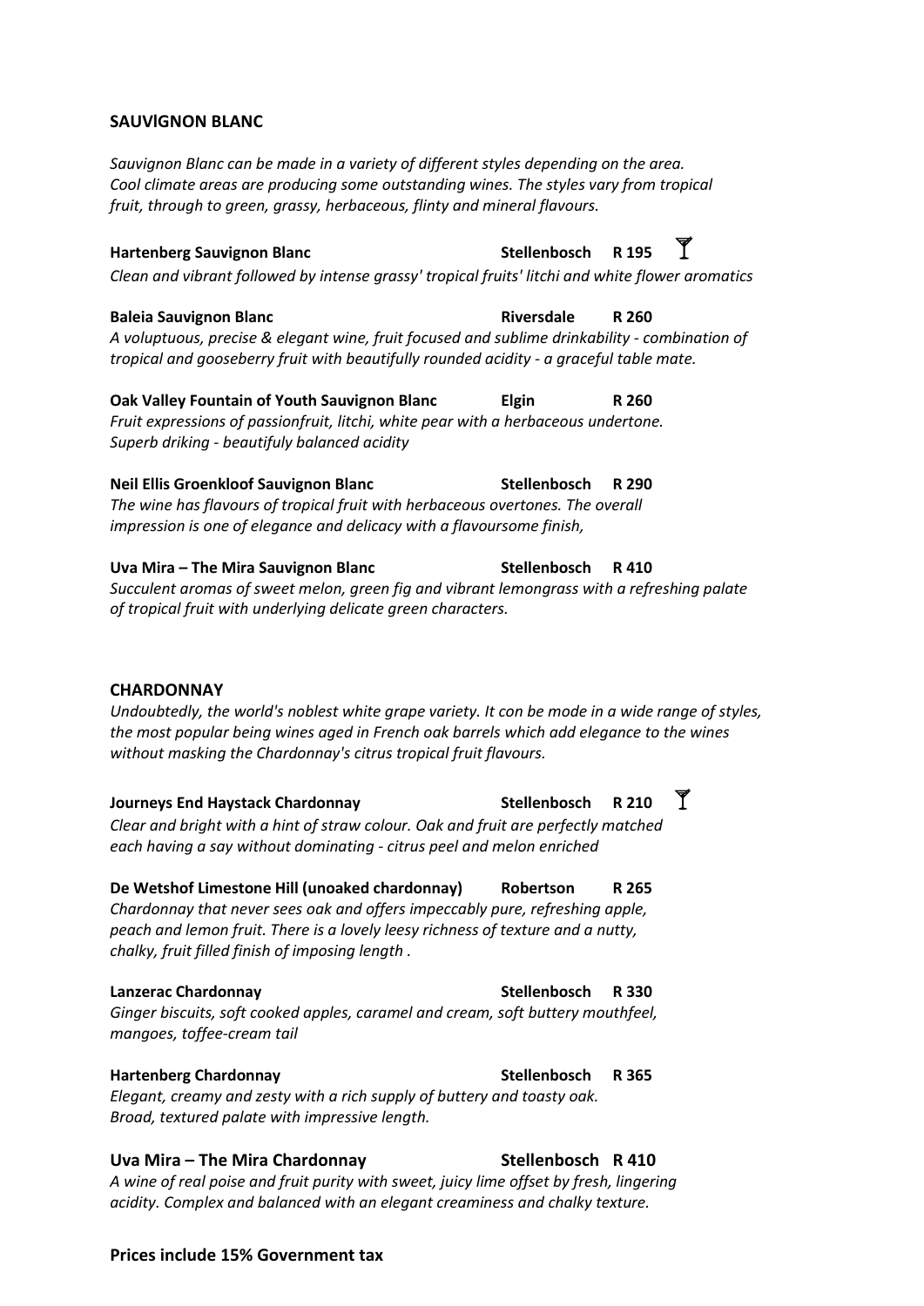## SAUVIGNON BLANC

*Sauvignon Blanc can be made in a variety of different styles depending on the area. Cool climate areas are producing some outstanding wines. The styles vary from tropical fruit, through to green, grassy, herbaceous, flinty and mineral flavours.*

**Hartenberg Sauvignon Blanc** — **Stellenbosch** — **R 195** 🍸
*Clean and vibrant followed by intense grassy' tropical fruits' litchi and white flower aromatics*

**Baleia Sauvignon Blanc** — **Riversdale** — **R 260**
*A voluptuous, precise & elegant wine, fruit focused and sublime drinkability - combination of tropical and gooseberry fruit with beautifully rounded acidity - a graceful table mate.*

**Oak Valley Fountain of Youth Sauvignon Blanc** — **Elgin** — **R 260**
*Fruit expressions of passionfruit, litchi, white pear with a herbaceous undertone. Superb driking - beautifuly balanced acidity*

**Neil Ellis Groenkloof Sauvignon Blanc** — **Stellenbosch** — **R 290**
*The wine has flavours of tropical fruit with herbaceous overtones. The overall impression is one of elegance and delicacy with a flavoursome finish,*

**Uva Mira – The Mira Sauvignon Blanc** — **Stellenbosch** — **R 410**
*Succulent aromas of sweet melon, green fig and vibrant lemongrass with a refreshing palate of tropical fruit with underlying delicate green characters.*

## CHARDONNAY

*Undoubtedly, the world's noblest white grape variety. It con be mode in a wide range of styles, the most popular being wines aged in French oak barrels which add elegance to the wines without masking the Chardonnay's citrus tropical fruit flavours.*

**Journeys End Haystack Chardonnay** — **Stellenbosch** — **R 210** 🍸
*Clear and bright with a hint of straw colour. Oak and fruit are perfectly matched each having a say without dominating - citrus peel and melon enriched*

**De Wetshof Limestone Hill (unoaked chardonnay)** — **Robertson** — **R 265**
*Chardonnay that never sees oak and offers impeccably pure, refreshing apple, peach and lemon fruit. There is a lovely leesy richness of texture and a nutty, chalky, fruit filled finish of imposing length .*

**Lanzerac Chardonnay** — **Stellenbosch** — **R 330**
*Ginger biscuits, soft cooked apples, caramel and cream, soft buttery mouthfeel, mangoes, toffee-cream tail*

**Hartenberg Chardonnay** — **Stellenbosch** — **R 365**
*Elegant, creamy and zesty with a rich supply of buttery and toasty oak. Broad, textured palate with impressive length.*

**Uva Mira – The Mira Chardonnay** — **Stellenbosch** — **R 410**
*A wine of real poise and fruit purity with sweet, juicy lime offset by fresh, lingering acidity. Complex and balanced with an elegant creaminess and chalky texture.*

**Prices include 15% Government tax**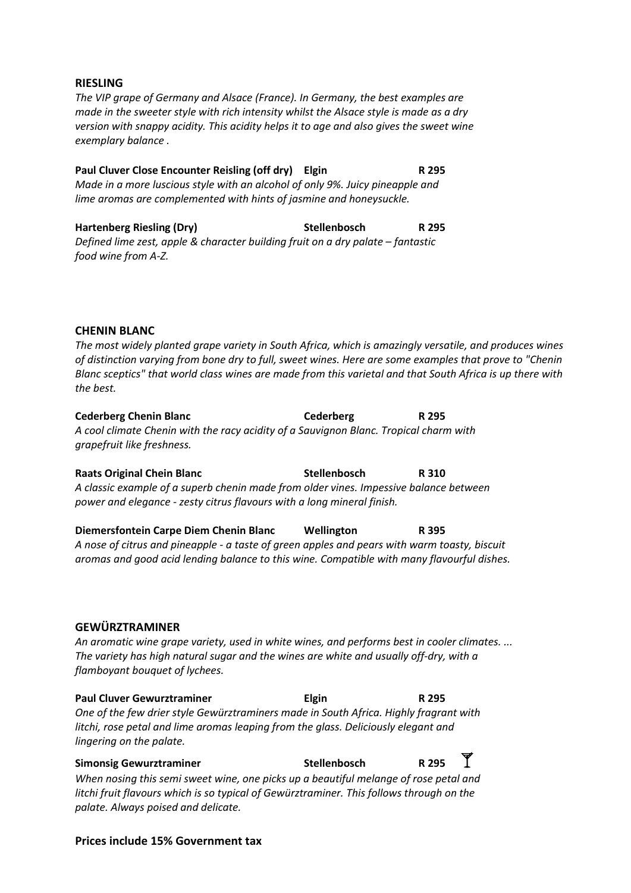## RIESLING

*The VIP grape of Germany and Alsace (France). In Germany, the best examples are made in the sweeter style with rich intensity whilst the Alsace style is made as a dry version with snappy acidity. This acidity helps it to age and also gives the sweet wine exemplary balance .*

**Paul Cluver Close Encounter Reisling (off dry)** **Elgin** **R 295**
*Made in a more luscious style with an alcohol of only 9%. Juicy pineapple and lime aromas are complemented with hints of jasmine and honeysuckle.*

**Hartenberg Riesling (Dry)** **Stellenbosch** **R 295**
*Defined lime zest, apple & character building fruit on a dry palate – fantastic food wine from A-Z.*

## CHENIN BLANC

*The most widely planted grape variety in South Africa, which is amazingly versatile, and produces wines of distinction varying from bone dry to full, sweet wines. Here are some examples that prove to "Chenin Blanc sceptics" that world class wines are made from this varietal and that South Africa is up there with the best.*

**Cederberg Chenin Blanc** **Cederberg** **R 295**
*A cool climate Chenin with the racy acidity of a Sauvignon Blanc. Tropical charm with grapefruit like freshness.*

**Raats Original Chein Blanc** **Stellenbosch** **R 310**
*A classic example of a superb chenin made from older vines. Impessive balance between power and elegance - zesty citrus flavours with a long mineral finish.*

**Diemersfontein Carpe Diem Chenin Blanc** **Wellington** **R 395**
*A nose of citrus and pineapple - a taste of green apples and pears with warm toasty, biscuit aromas and good acid lending balance to this wine. Compatible with many flavourful dishes.*

## GEWÜRZTRAMINER

*An aromatic wine grape variety, used in white wines, and performs best in cooler climates. ... The variety has high natural sugar and the wines are white and usually off-dry, with a flamboyant bouquet of lychees.*

**Paul Cluver Gewurztraminer** **Elgin** **R 295**
*One of the few drier style Gewürztraminers made in South Africa. Highly fragrant with litchi, rose petal and lime aromas leaping from the glass. Deliciously elegant and lingering on the palate.*

**Simonsig Gewurztraminer** **Stellenbosch** **R 295**
*When nosing this semi sweet wine, one picks up a beautiful melange of rose petal and litchi fruit flavours which is so typical of Gewürztraminer. This follows through on the palate. Always poised and delicate.*

**Prices include 15% Government tax**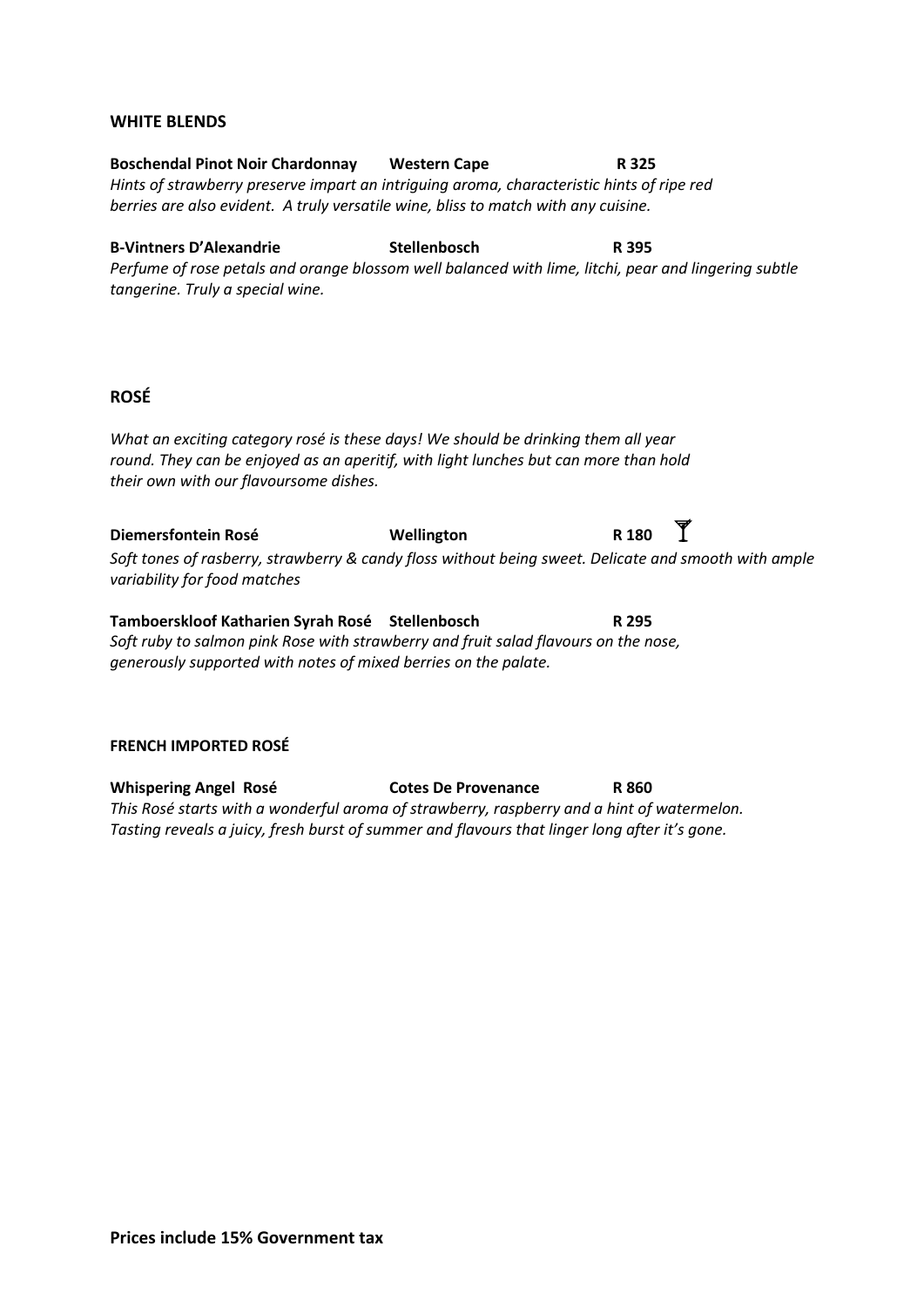## WHITE BLENDS

**Boschendal Pinot Noir Chardonnay** **Western Cape** **R 325**

*Hints of strawberry preserve impart an intriguing aroma, characteristic hints of ripe red berries are also evident. A truly versatile wine, bliss to match with any cuisine.*

**B-Vintners D'Alexandrie** **Stellenbosch** **R 395**

*Perfume of rose petals and orange blossom well balanced with lime, litchi, pear and lingering subtle tangerine. Truly a special wine.*

## ROSÉ

*What an exciting category rosé is these days! We should be drinking them all year round. They can be enjoyed as an aperitif, with light lunches but can more than hold their own with our flavoursome dishes.*

**Diemersfontein Rosé** **Wellington** **R 180**

*Soft tones of rasberry, strawberry & candy floss without being sweet. Delicate and smooth with ample variability for food matches*

**Tamboerskloof Katharien Syrah Rosé** **Stellenbosch** **R 295**

*Soft ruby to salmon pink Rose with strawberry and fruit salad flavours on the nose, generously supported with notes of mixed berries on the palate.*

### FRENCH IMPORTED ROSÉ

**Whispering Angel Rosé** **Cotes De Provenance** **R 860**

*This Rosé starts with a wonderful aroma of strawberry, raspberry and a hint of watermelon. Tasting reveals a juicy, fresh burst of summer and flavours that linger long after it's gone.*

**Prices include 15% Government tax**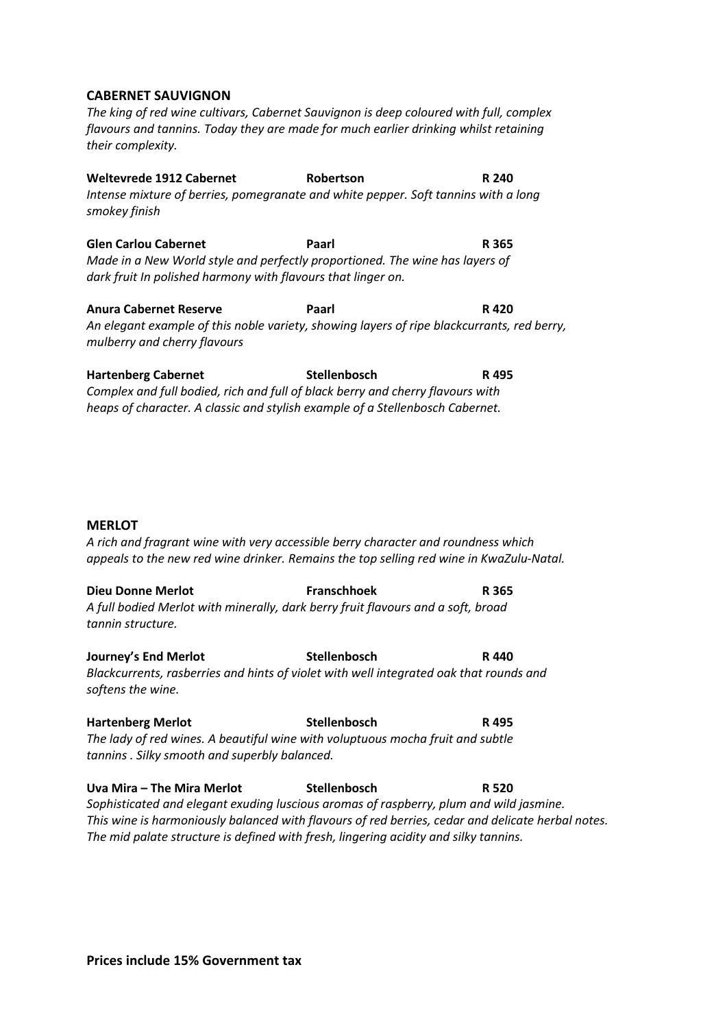## CABERNET SAUVIGNON

*The king of red wine cultivars, Cabernet Sauvignon is deep coloured with full, complex flavours and tannins. Today they are made for much earlier drinking whilst retaining their complexity.*

**Weltevrede 1912 Cabernet** **Robertson** **R 240**
*Intense mixture of berries, pomegranate and white pepper. Soft tannins with a long smokey finish*

**Glen Carlou Cabernet** **Paarl** **R 365**
*Made in a New World style and perfectly proportioned. The wine has layers of dark fruit In polished harmony with flavours that linger on.*

**Anura Cabernet Reserve** **Paarl** **R 420**
*An elegant example of this noble variety, showing layers of ripe blackcurrants, red berry, mulberry and cherry flavours*

**Hartenberg Cabernet** **Stellenbosch** **R 495**
*Complex and full bodied, rich and full of black berry and cherry flavours with heaps of character. A classic and stylish example of a Stellenbosch Cabernet.*

## MERLOT

*A rich and fragrant wine with very accessible berry character and roundness which appeals to the new red wine drinker. Remains the top selling red wine in KwaZulu-Natal.*

**Dieu Donne Merlot** **Franschhoek** **R 365**
*A full bodied Merlot with minerally, dark berry fruit flavours and a soft, broad tannin structure.*

**Journey's End Merlot** **Stellenbosch** **R 440**
*Blackcurrents, rasberries and hints of violet with well integrated oak that rounds and softens the wine.*

**Hartenberg Merlot** **Stellenbosch** **R 495**
*The lady of red wines. A beautiful wine with voluptuous mocha fruit and subtle tannins . Silky smooth and superbly balanced.*

**Uva Mira – The Mira Merlot** **Stellenbosch** **R 520**
*Sophisticated and elegant exuding luscious aromas of raspberry, plum and wild jasmine. This wine is harmoniously balanced with flavours of red berries, cedar and delicate herbal notes. The mid palate structure is defined with fresh, lingering acidity and silky tannins.*

**Prices include 15% Government tax**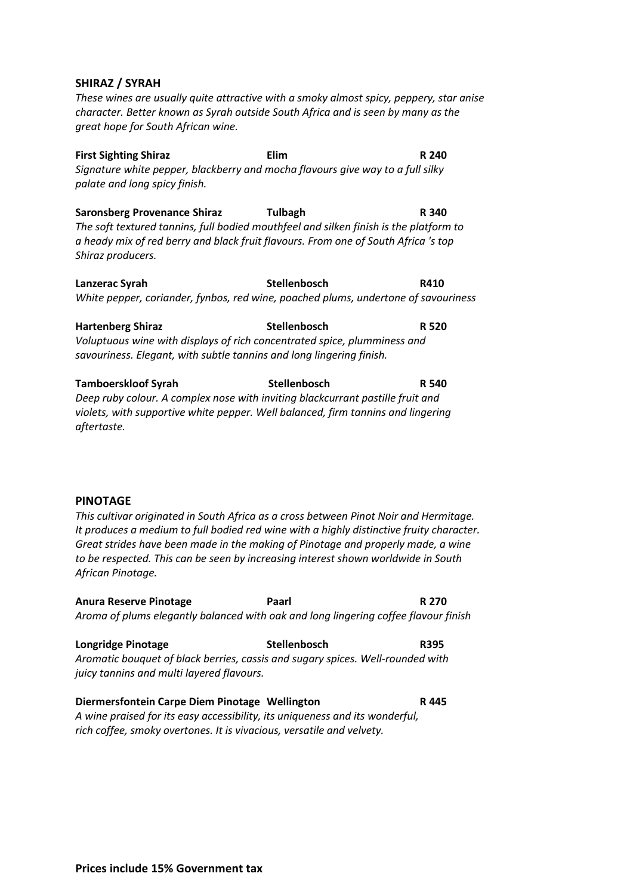## SHIRAZ / SYRAH

*These wines are usually quite attractive with a smoky almost spicy, peppery, star anise character. Better known as Syrah outside South Africa and is seen by many as the great hope for South African wine.*

**First Sighting Shiraz** | **Elim** | **R 240**

*Signature white pepper, blackberry and mocha flavours give way to a full silky palate and long spicy finish.*

**Saronsberg Provenance Shiraz** | **Tulbagh** | **R 340**

*The soft textured tannins, full bodied mouthfeel and silken finish is the platform to a heady mix of red berry and black fruit flavours. From one of South Africa 's top Shiraz producers.*

**Lanzerac Syrah** | **Stellenbosch** | **R410**

*White pepper, coriander, fynbos, red wine, poached plums, undertone of savouriness*

**Hartenberg Shiraz** | **Stellenbosch** | **R 520**

*Voluptuous wine with displays of rich concentrated spice, plumminess and savouriness. Elegant, with subtle tannins and long lingering finish.*

**Tamboerskloof Syrah** | **Stellenbosch** | **R 540**

*Deep ruby colour. A complex nose with inviting blackcurrant pastille fruit and violets, with supportive white pepper. Well balanced, firm tannins and lingering aftertaste.*

## PINOTAGE

*This cultivar originated in South Africa as a cross between Pinot Noir and Hermitage. It produces a medium to full bodied red wine with a highly distinctive fruity character. Great strides have been made in the making of Pinotage and properly made, a wine to be respected. This can be seen by increasing interest shown worldwide in South African Pinotage.*

**Anura Reserve Pinotage** | **Paarl** | **R 270**

*Aroma of plums elegantly balanced with oak and long lingering coffee flavour finish*

**Longridge Pinotage** | **Stellenbosch** | **R395**

*Aromatic bouquet of black berries, cassis and sugary spices. Well-rounded with juicy tannins and multi layered flavours.*

**Diermersfontein Carpe Diem Pinotage** | **Wellington** | **R 445**

*A wine praised for its easy accessibility, its uniqueness and its wonderful, rich coffee, smoky overtones. It is vivacious, versatile and velvety.*

**Prices include 15% Government tax**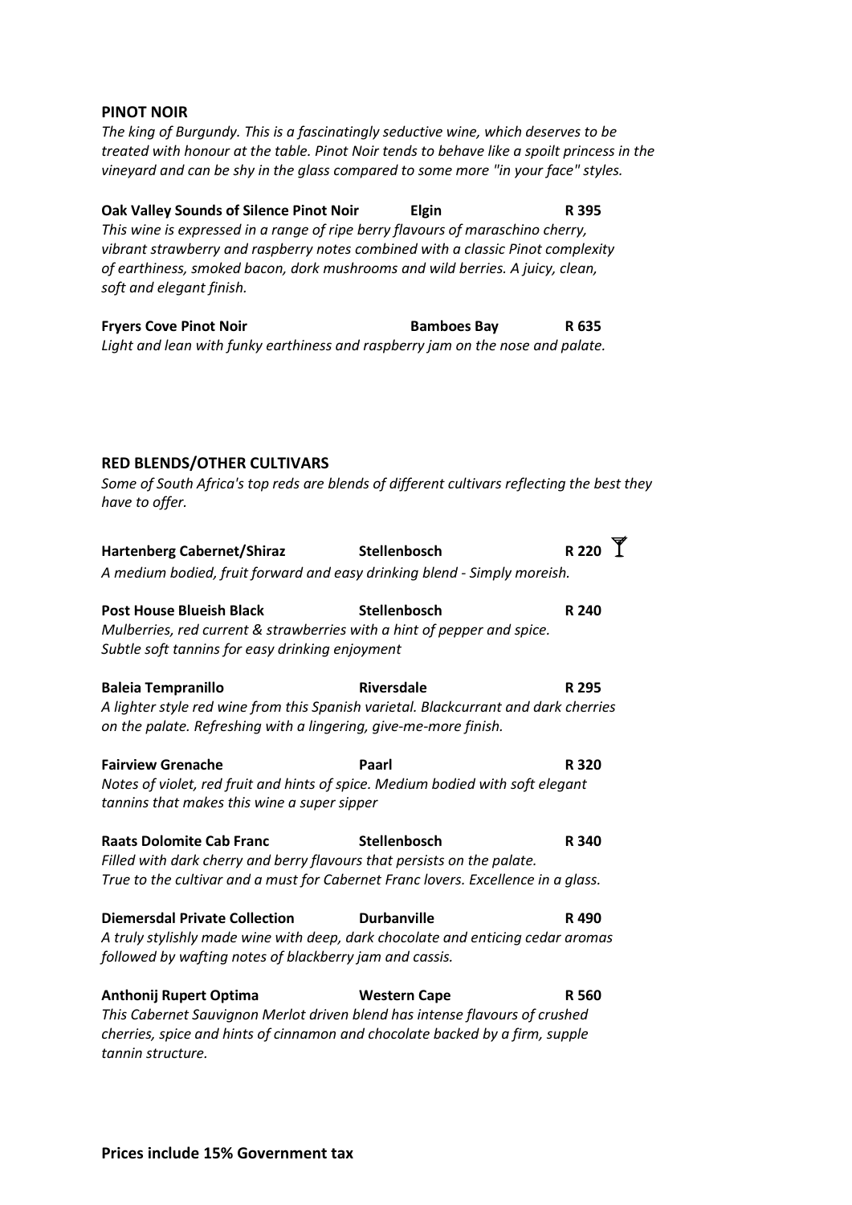## PINOT NOIR

*The king of Burgundy. This is a fascinatingly seductive wine, which deserves to be treated with honour at the table. Pinot Noir tends to behave like a spoilt princess in the vineyard and can be shy in the glass compared to some more "in your face" styles.*

**Oak Valley Sounds of Silence Pinot Noir** | **Elgin** | **R 395**

*This wine is expressed in a range of ripe berry flavours of maraschino cherry, vibrant strawberry and raspberry notes combined with a classic Pinot complexity of earthiness, smoked bacon, dork mushrooms and wild berries. A juicy, clean, soft and elegant finish.*

**Fryers Cove Pinot Noir** | **Bamboes Bay** | **R 635**

*Light and lean with funky earthiness and raspberry jam on the nose and palate.*

## RED BLENDS/OTHER CULTIVARS

*Some of South Africa's top reds are blends of different cultivars reflecting the best they have to offer.*

**Hartenberg Cabernet/Shiraz** | **Stellenbosch** | **R 220** 🍸

*A medium bodied, fruit forward and easy drinking blend - Simply moreish.*

**Post House Blueish Black** | **Stellenbosch** | **R 240**

*Mulberries, red current & strawberries with a hint of pepper and spice. Subtle soft tannins for easy drinking enjoyment*

**Baleia Tempranillo** | **Riversdale** | **R 295**

*A lighter style red wine from this Spanish varietal. Blackcurrant and dark cherries on the palate. Refreshing with a lingering, give-me-more finish.*

**Fairview Grenache** | **Paarl** | **R 320**

*Notes of violet, red fruit and hints of spice. Medium bodied with soft elegant tannins that makes this wine a super sipper*

**Raats Dolomite Cab Franc** | **Stellenbosch** | **R 340**

*Filled with dark cherry and berry flavours that persists on the palate. True to the cultivar and a must for Cabernet Franc lovers. Excellence in a glass.*

**Diemersdal Private Collection** | **Durbanville** | **R 490**

*A truly stylishly made wine with deep, dark chocolate and enticing cedar aromas followed by wafting notes of blackberry jam and cassis.*

**Anthonij Rupert Optima** | **Western Cape** | **R 560**

*This Cabernet Sauvignon Merlot driven blend has intense flavours of crushed cherries, spice and hints of cinnamon and chocolate backed by a firm, supple tannin structure.*

**Prices include 15% Government tax**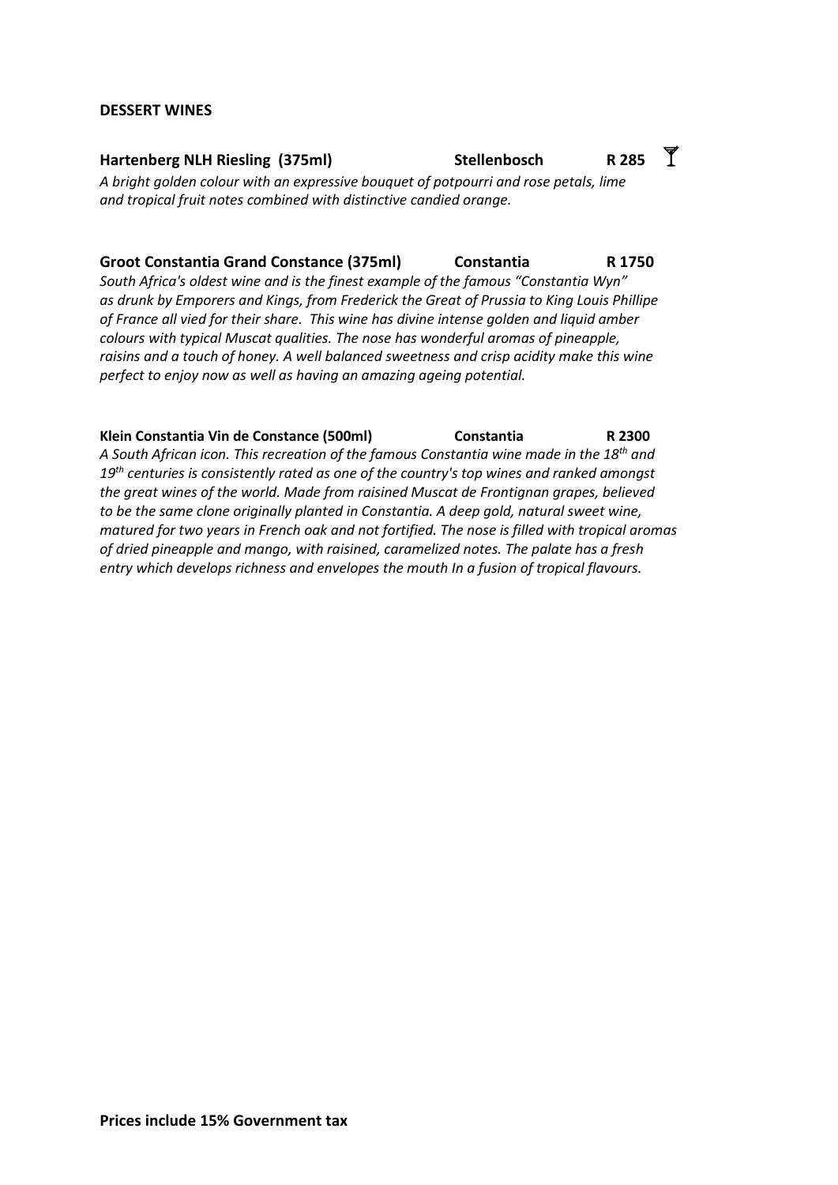## DESSERT WINES

**Hartenberg NLH Riesling (375ml)** **Stellenbosch** **R 285** 🍸

*A bright golden colour with an expressive bouquet of potpourri and rose petals, lime and tropical fruit notes combined with distinctive candied orange.*

**Groot Constantia Grand Constance (375ml)** **Constantia** **R 1750**

*South Africa's oldest wine and is the finest example of the famous "Constantia Wyn" as drunk by Emporers and Kings, from Frederick the Great of Prussia to King Louis Phillipe of France all vied for their share. This wine has divine intense golden and liquid amber colours with typical Muscat qualities. The nose has wonderful aromas of pineapple, raisins and a touch of honey. A well balanced sweetness and crisp acidity make this wine perfect to enjoy now as well as having an amazing ageing potential.*

**Klein Constantia Vin de Constance (500ml)** **Constantia** **R 2300**

*A South African icon. This recreation of the famous Constantia wine made in the 18th and 19th centuries is consistently rated as one of the country's top wines and ranked amongst the great wines of the world. Made from raisined Muscat de Frontignan grapes, believed to be the same clone originally planted in Constantia. A deep gold, natural sweet wine, matured for two years in French oak and not fortified. The nose is filled with tropical aromas of dried pineapple and mango, with raisined, caramelized notes. The palate has a fresh entry which develops richness and envelopes the mouth In a fusion of tropical flavours.*

**Prices include 15% Government tax**